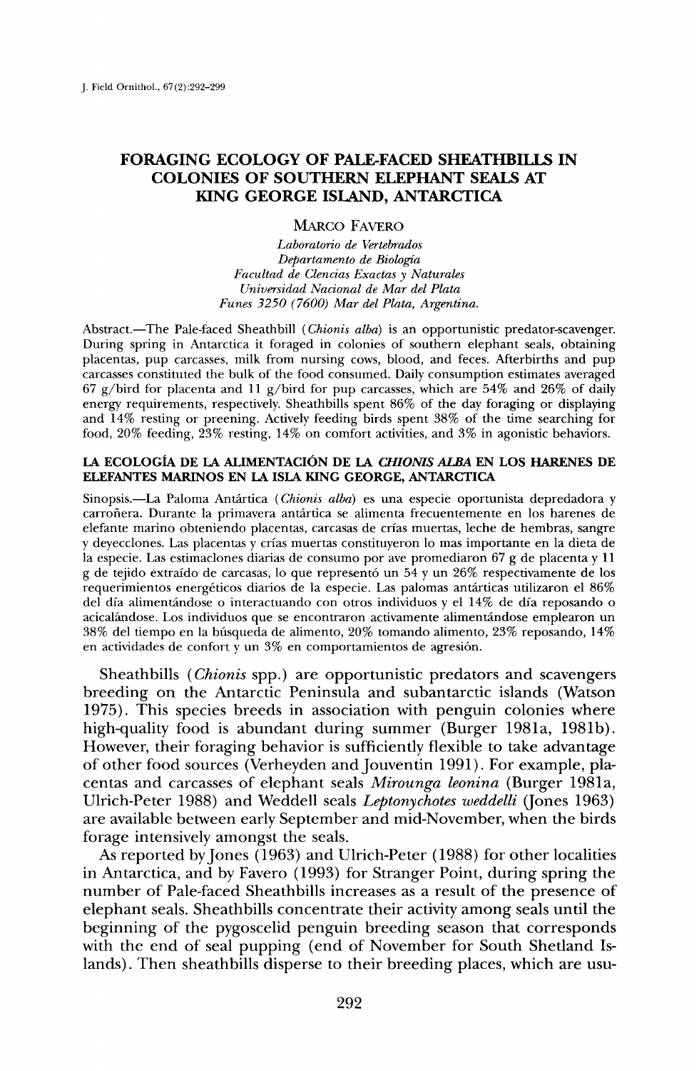# FORAGING ECOLOGY OF PALE-FACED SHEATHBILLS IN COLONIES OF SOUTHERN ELEPHANT SEALS AT KING GEORGE ISLAND, ANTARCTICA

MARCO FAVERO

*Laboratorio de Vertebrados*
*Departamento de Biología*
*Facultad de Ciencias Exactas y Naturales*
*Universidad Nacional de Mar del Plata*
*Funes 3250 (7600) Mar del Plata, Argentina.*

Abstract.—The Pale-faced Sheathbill (*Chionis alba*) is an opportunistic predator-scavenger. During spring in Antarctica it foraged in colonies of southern elephant seals, obtaining placentas, pup carcasses, milk from nursing cows, blood, and feces. Afterbirths and pup carcasses constituted the bulk of the food consumed. Daily consumption estimates averaged 67 g/bird for placenta and 11 g/bird for pup carcasses, which are 54% and 26% of daily energy requirements, respectively. Sheathbills spent 86% of the day foraging or displaying and 14% resting or preening. Actively feeding birds spent 38% of the time searching for food, 20% feeding, 23% resting, 14% on comfort activities, and 3% in agonistic behaviors.

### LA ECOLOGÍA DE LA ALIMENTACIÓN DE LA *CHIONIS ALBA* EN LOS HARENES DE ELEFANTES MARINOS EN LA ISLA KING GEORGE, ANTARCTICA

Sinopsis.—La Paloma Antártica (*Chionis alba*) es una especie oportunista depredadora y carroñera. Durante la primavera antártica se alimenta frecuentemente en los harenes de elefante marino obteniendo placentas, carcasas de crías muertas, leche de hembras, sangre y deyecciones. Las placentas y crías muertas constituyeron lo mas importante en la dieta de la especie. Las estimaciones diarias de consumo por ave promediaron 67 g de placenta y 11 g de tejido extraído de carcasas, lo que representó un 54 y un 26% respectivamente de los requerimientos energéticos diarios de la especie. Las palomas antárticas utilizaron el 86% del día alimentándose o interactuando con otros individuos y el 14% de día reposando o acicalándose. Los individuos que se encontraron activamente alimentándose emplearon un 38% del tiempo en la búsqueda de alimento, 20% tomando alimento, 23% reposando, 14% en actividades de confort y un 3% en comportamientos de agresión.

Sheathbills (*Chionis* spp.) are opportunistic predators and scavengers breeding on the Antarctic Peninsula and subantarctic islands (Watson 1975). This species breeds in association with penguin colonies where high-quality food is abundant during summer (Burger 1981a, 1981b). However, their foraging behavior is sufficiently flexible to take advantage of other food sources (Verheyden and Jouventin 1991). For example, placentas and carcasses of elephant seals *Mirounga leonina* (Burger 1981a, Ulrich-Peter 1988) and Weddell seals *Leptonychotes weddelli* (Jones 1963) are available between early September and mid-November, when the birds forage intensively amongst the seals.

As reported by Jones (1963) and Ulrich-Peter (1988) for other localities in Antarctica, and by Favero (1993) for Stranger Point, during spring the number of Pale-faced Sheathbills increases as a result of the presence of elephant seals. Sheathbills concentrate their activity among seals until the beginning of the pygoscelid penguin breeding season that corresponds with the end of seal pupping (end of November for South Shetland Islands). Then sheathbills disperse to their breeding places, which are usu-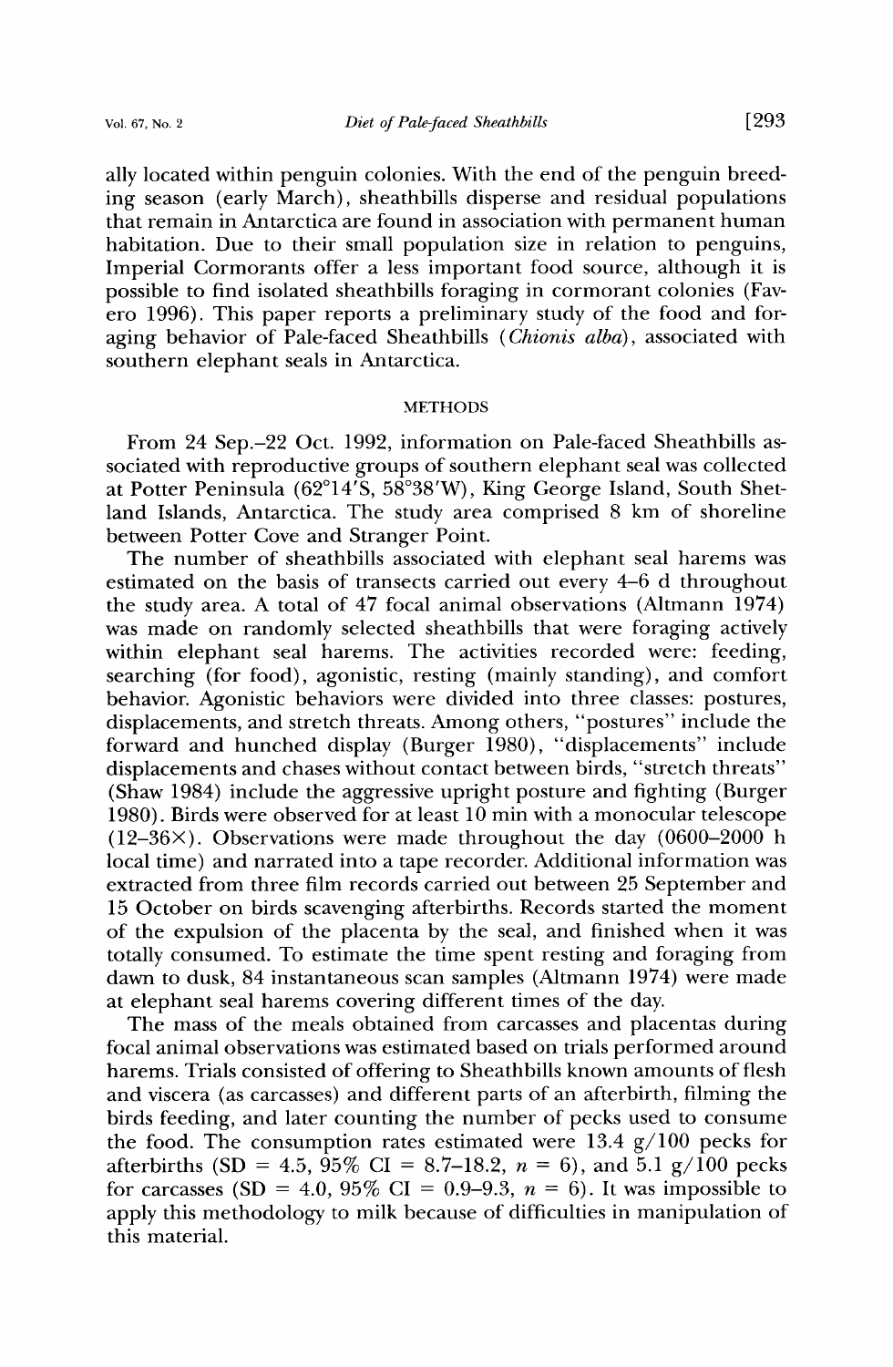ally located within penguin colonies. With the end of the penguin breeding season (early March), sheathbills disperse and residual populations that remain in Antarctica are found in association with permanent human habitation. Due to their small population size in relation to penguins, Imperial Cormorants offer a less important food source, although it is possible to find isolated sheathbills foraging in cormorant colonies (Favero 1996). This paper reports a preliminary study of the food and foraging behavior of Pale-faced Sheathbills (*Chionis alba*), associated with southern elephant seals in Antarctica.

## METHODS

From 24 Sep.–22 Oct. 1992, information on Pale-faced Sheathbills associated with reproductive groups of southern elephant seal was collected at Potter Peninsula (62°14′S, 58°38′W), King George Island, South Shetland Islands, Antarctica. The study area comprised 8 km of shoreline between Potter Cove and Stranger Point.

The number of sheathbills associated with elephant seal harems was estimated on the basis of transects carried out every 4–6 d throughout the study area. A total of 47 focal animal observations (Altmann 1974) was made on randomly selected sheathbills that were foraging actively within elephant seal harems. The activities recorded were: feeding, searching (for food), agonistic, resting (mainly standing), and comfort behavior. Agonistic behaviors were divided into three classes: postures, displacements, and stretch threats. Among others, "postures" include the forward and hunched display (Burger 1980), "displacements" include displacements and chases without contact between birds, "stretch threats" (Shaw 1984) include the aggressive upright posture and fighting (Burger 1980). Birds were observed for at least 10 min with a monocular telescope (12–36×). Observations were made throughout the day (0600–2000 h local time) and narrated into a tape recorder. Additional information was extracted from three film records carried out between 25 September and 15 October on birds scavenging afterbirths. Records started the moment of the expulsion of the placenta by the seal, and finished when it was totally consumed. To estimate the time spent resting and foraging from dawn to dusk, 84 instantaneous scan samples (Altmann 1974) were made at elephant seal harems covering different times of the day.

The mass of the meals obtained from carcasses and placentas during focal animal observations was estimated based on trials performed around harems. Trials consisted of offering to Sheathbills known amounts of flesh and viscera (as carcasses) and different parts of an afterbirth, filming the birds feeding, and later counting the number of pecks used to consume the food. The consumption rates estimated were 13.4 g/100 pecks for afterbirths (SD = 4.5, 95% CI = 8.7–18.2, $n = 6$), and 5.1 g/100 pecks for carcasses (SD = 4.0, 95% CI = 0.9–9.3, $n = 6$). It was impossible to apply this methodology to milk because of difficulties in manipulation of this material.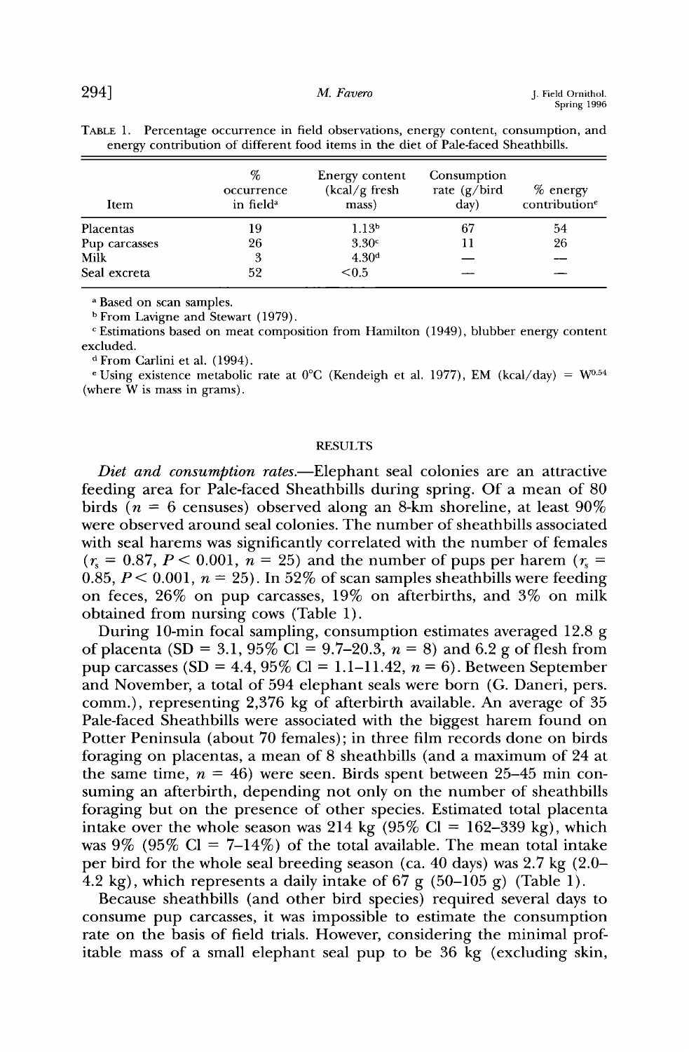TABLE 1. Percentage occurrence in field observations, energy content, consumption, and energy contribution of different food items in the diet of Pale-faced Sheathbills.

| Item | % occurrence in field[a] | Energy content (kcal/g fresh mass) | Consumption rate (g/bird day) | % energy contribution[e] |
|---|---|---|---|---|
| Placentas | 19 | 1.13[b] | 67 | 54 |
| Pup carcasses | 26 | 3.30[c] | 11 | 26 |
| Milk | 3 | 4.30[d] | — | — |
| Seal excreta | 52 | <0.5 | — | — |

[a] Based on scan samples.

[b] From Lavigne and Stewart (1979).

[c] Estimations based on meat composition from Hamilton (1949), blubber energy content excluded.

[d] From Carlini et al. (1994).

[e] Using existence metabolic rate at 0°C (Kendeigh et al. 1977), EM (kcal/day) = $W^{0.54}$ (where W is mass in grams).

## RESULTS

*Diet and consumption rates*.—Elephant seal colonies are an attractive feeding area for Pale-faced Sheathbills during spring. Of a mean of 80 birds ($n = 6$ censuses) observed along an 8-km shoreline, at least 90% were observed around seal colonies. The number of sheathbills associated with seal harems was significantly correlated with the number of females ($r_s = 0.87$, $P < 0.001$, $n = 25$) and the number of pups per harem ($r_s = 0.85$, $P < 0.001$, $n = 25$). In 52% of scan samples sheathbills were feeding on feces, 26% on pup carcasses, 19% on afterbirths, and 3% on milk obtained from nursing cows (Table 1).

During 10-min focal sampling, consumption estimates averaged 12.8 g of placenta (SD = 3.1, 95% CI = 9.7–20.3, $n = 8$) and 6.2 g of flesh from pup carcasses (SD = 4.4, 95% CI = 1.1–11.42, $n = 6$). Between September and November, a total of 594 elephant seals were born (G. Daneri, pers. comm.), representing 2,376 kg of afterbirth available. An average of 35 Pale-faced Sheathbills were associated with the biggest harem found on Potter Peninsula (about 70 females); in three film records done on birds foraging on placentas, a mean of 8 sheathbills (and a maximum of 24 at the same time, $n = 46$) were seen. Birds spent between 25–45 min consuming an afterbirth, depending not only on the number of sheathbills foraging but on the presence of other species. Estimated total placenta intake over the whole season was 214 kg (95% CI = 162–339 kg), which was 9% (95% CI = 7–14%) of the total available. The mean total intake per bird for the whole seal breeding season (ca. 40 days) was 2.7 kg (2.0–4.2 kg), which represents a daily intake of 67 g (50–105 g) (Table 1).

Because sheathbills (and other bird species) required several days to consume pup carcasses, it was impossible to estimate the consumption rate on the basis of field trials. However, considering the minimal profitable mass of a small elephant seal pup to be 36 kg (excluding skin,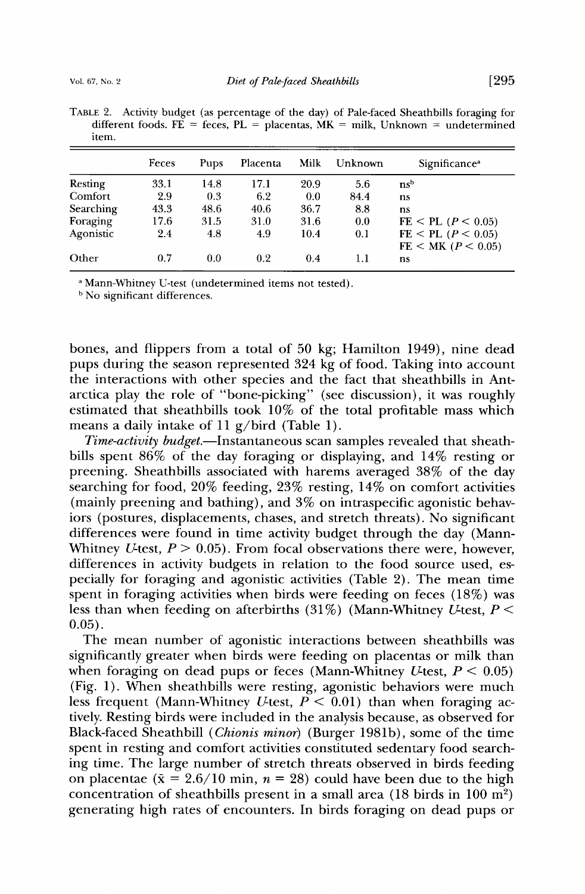TABLE 2. Activity budget (as percentage of the day) of Pale-faced Sheathbills foraging for different foods. FE = feces, PL = placentas, MK = milk, Unknown = undetermined item.

| | Feces | Pups | Placenta | Milk | Unknown | Significance[a] |
|---|---|---|---|---|---|---|
| Resting | 33.1 | 14.8 | 17.1 | 20.9 | 5.6 | ns[b] |
| Comfort | 2.9 | 0.3 | 6.2 | 0.0 | 84.4 | ns |
| Searching | 43.3 | 48.6 | 40.6 | 36.7 | 8.8 | ns |
| Foraging | 17.6 | 31.5 | 31.0 | 31.6 | 0.0 | FE < PL ($P < 0.05$) |
| Agonistic | 2.4 | 4.8 | 4.9 | 10.4 | 0.1 | FE < PL ($P < 0.05$) FE < MK ($P < 0.05$) |
| Other | 0.7 | 0.0 | 0.2 | 0.4 | 1.1 | ns |

[a] Mann-Whitney U-test (undetermined items not tested).

[b] No significant differences.

bones, and flippers from a total of 50 kg; Hamilton 1949), nine dead pups during the season represented 324 kg of food. Taking into account the interactions with other species and the fact that sheathbills in Antarctica play the role of "bone-picking" (see discussion), it was roughly estimated that sheathbills took 10% of the total profitable mass which means a daily intake of 11 g/bird (Table 1).

*Time-activity budget.*—Instantaneous scan samples revealed that sheathbills spent 86% of the day foraging or displaying, and 14% resting or preening. Sheathbills associated with harems averaged 38% of the day searching for food, 20% feeding, 23% resting, 14% on comfort activities (mainly preening and bathing), and 3% on intraspecific agonistic behaviors (postures, displacements, chases, and stretch threats). No significant differences were found in time activity budget through the day (Mann-Whitney *U*-test, $P > 0.05$). From focal observations there were, however, differences in activity budgets in relation to the food source used, especially for foraging and agonistic activities (Table 2). The mean time spent in foraging activities when birds were feeding on feces (18%) was less than when feeding on afterbirths (31%) (Mann-Whitney *U*-test, $P < 0.05$).

The mean number of agonistic interactions between sheathbills was significantly greater when birds were feeding on placentas or milk than when foraging on dead pups or feces (Mann-Whitney *U*-test, $P < 0.05$) (Fig. 1). When sheathbills were resting, agonistic behaviors were much less frequent (Mann-Whitney *U*-test, $P < 0.01$) than when foraging actively. Resting birds were included in the analysis because, as observed for Black-faced Sheathbill (*Chionis minor*) (Burger 1981b), some of the time spent in resting and comfort activities constituted sedentary food searching time. The large number of stretch threats observed in birds feeding on placentae ($\bar{x} = 2.6/10$ min, $n = 28$) could have been due to the high concentration of sheathbills present in a small area (18 birds in 100 $m^2$) generating high rates of encounters. In birds foraging on dead pups or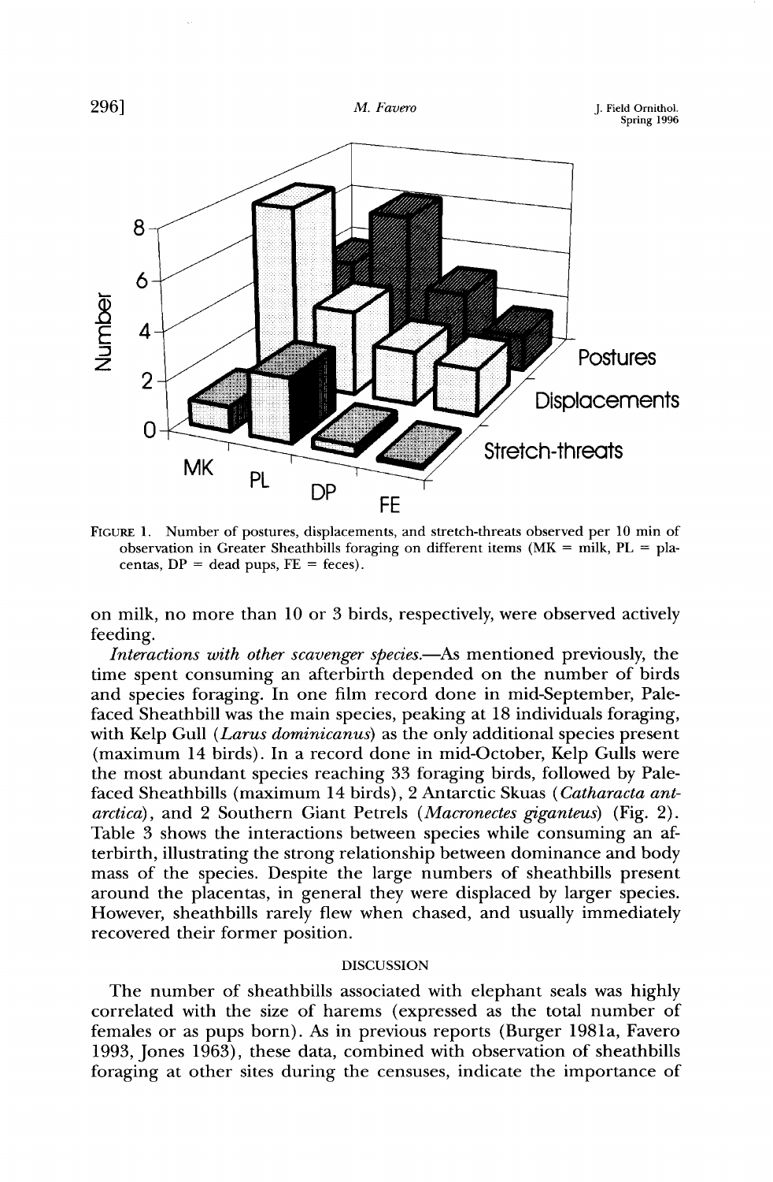FIGURE 1. Number of postures, displacements, and stretch-threats observed per 10 min of observation in Greater Sheathbills foraging on different items (MK = milk, PL = placentas, DP = dead pups, FE = feces).

on milk, no more than 10 or 3 birds, respectively, were observed actively feeding.

*Interactions with other scavenger species.*—As mentioned previously, the time spent consuming an afterbirth depended on the number of birds and species foraging. In one film record done in mid-September, Pale-faced Sheathbill was the main species, peaking at 18 individuals foraging, with Kelp Gull (*Larus dominicanus*) as the only additional species present (maximum 14 birds). In a record done in mid-October, Kelp Gulls were the most abundant species reaching 33 foraging birds, followed by Pale-faced Sheathbills (maximum 14 birds), 2 Antarctic Skuas (*Catharacta antarctica*), and 2 Southern Giant Petrels (*Macronectes giganteus*) (Fig. 2). Table 3 shows the interactions between species while consuming an afterbirth, illustrating the strong relationship between dominance and body mass of the species. Despite the large numbers of sheathbills present around the placentas, in general they were displaced by larger species. However, sheathbills rarely flew when chased, and usually immediately recovered their former position.

## DISCUSSION

The number of sheathbills associated with elephant seals was highly correlated with the size of harems (expressed as the total number of females or as pups born). As in previous reports (Burger 1981a, Favero 1993, Jones 1963), these data, combined with observation of sheathbills foraging at other sites during the censuses, indicate the importance of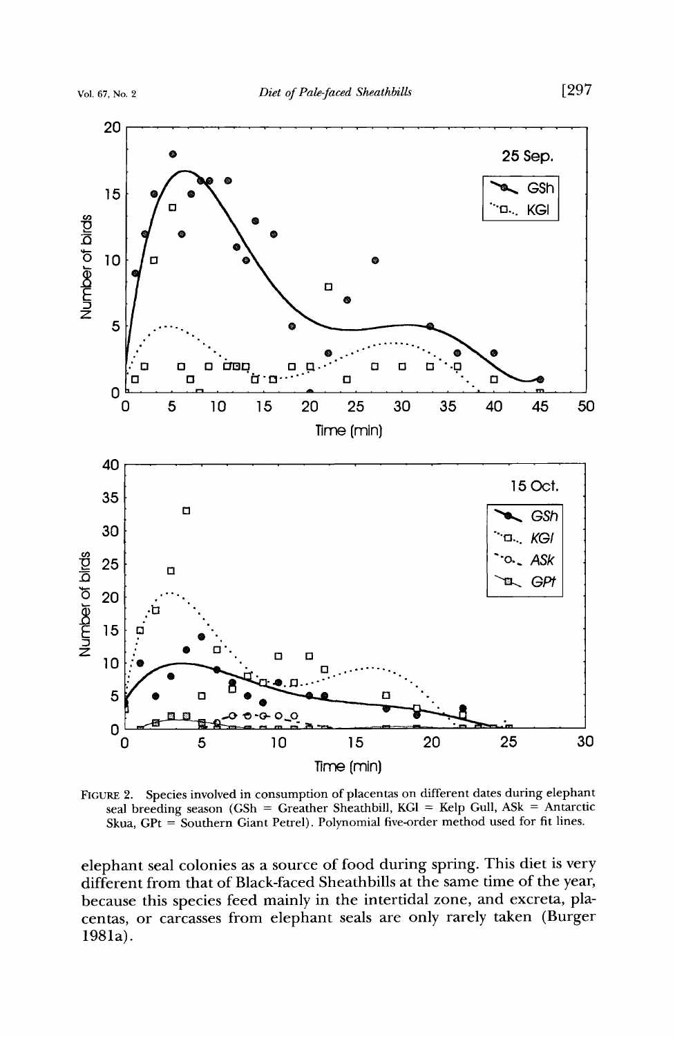FIGURE 2. Species involved in consumption of placentas on different dates during elephant seal breeding season (GSh = Greather Sheathbill, KGl = Kelp Gull, ASk = Antarctic Skua, GPt = Southern Giant Petrel). Polynomial five-order method used for fit lines.

elephant seal colonies as a source of food during spring. This diet is very different from that of Black-faced Sheathbills at the same time of the year, because this species feed mainly in the intertidal zone, and excreta, placentas, or carcasses from elephant seals are only rarely taken (Burger 1981a).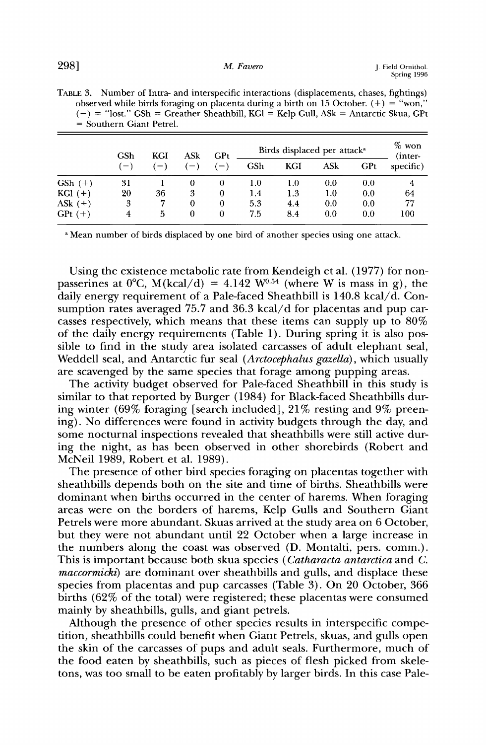TABLE 3. Number of Intra- and interspecific interactions (displacements, chases, fightings) observed while birds foraging on placenta during a birth on 15 October. (+) = "won," (−) = "lost." GSh = Greather Sheathbill, KGl = Kelp Gull, ASk = Antarctic Skua, GPt = Southern Giant Petrel.

| | GSh (−) | KGl (−) | ASk (−) | GPt (−) | Birds displaced per attack[a] | | | | % won (inter-specific) |
|---|---|---|---|---|---|---|---|---|---|
| | | | | | GSh | KGl | ASk | GPt | |
| GSh (+) | 31 | 1 | 0 | 0 | 1.0 | 1.0 | 0.0 | 0.0 | 4 |
| KGl (+) | 20 | 36 | 3 | 0 | 1.4 | 1.3 | 1.0 | 0.0 | 64 |
| ASk (+) | 3 | 7 | 0 | 0 | 5.3 | 4.4 | 0.0 | 0.0 | 77 |
| GPt (+) | 4 | 5 | 0 | 0 | 7.5 | 8.4 | 0.0 | 0.0 | 100 |

[a] Mean number of birds displaced by one bird of another species using one attack.

Using the existence metabolic rate from Kendeigh et al. (1977) for non-passerines at 0°C, $M(\text{kcal/d}) = 4.142\ W^{0.54}$ (where W is mass in g), the daily energy requirement of a Pale-faced Sheathbill is 140.8 kcal/d. Consumption rates averaged 75.7 and 36.3 kcal/d for placentas and pup carcasses respectively, which means that these items can supply up to 80% of the daily energy requirements (Table 1). During spring it is also possible to find in the study area isolated carcasses of adult elephant seal, Weddell seal, and Antarctic fur seal (*Arctocephalus gazella*), which usually are scavenged by the same species that forage among pupping areas.

The activity budget observed for Pale-faced Sheathbill in this study is similar to that reported by Burger (1984) for Black-faced Sheathbills during winter (69% foraging [search included], 21% resting and 9% preening). No differences were found in activity budgets through the day, and some nocturnal inspections revealed that sheathbills were still active during the night, as has been observed in other shorebirds (Robert and McNeil 1989, Robert et al. 1989).

The presence of other bird species foraging on placentas together with sheathbills depends both on the site and time of births. Sheathbills were dominant when births occurred in the center of harems. When foraging areas were on the borders of harems, Kelp Gulls and Southern Giant Petrels were more abundant. Skuas arrived at the study area on 6 October, but they were not abundant until 22 October when a large increase in the numbers along the coast was observed (D. Montalti, pers. comm.). This is important because both skua species (*Catharacta antarctica* and *C. maccormicki*) are dominant over sheathbills and gulls, and displace these species from placentas and pup carcasses (Table 3). On 20 October, 366 births (62% of the total) were registered; these placentas were consumed mainly by sheathbills, gulls, and giant petrels.

Although the presence of other species results in interspecific competition, sheathbills could benefit when Giant Petrels, skuas, and gulls open the skin of the carcasses of pups and adult seals. Furthermore, much of the food eaten by sheathbills, such as pieces of flesh picked from skeletons, was too small to be eaten profitably by larger birds. In this case Pale-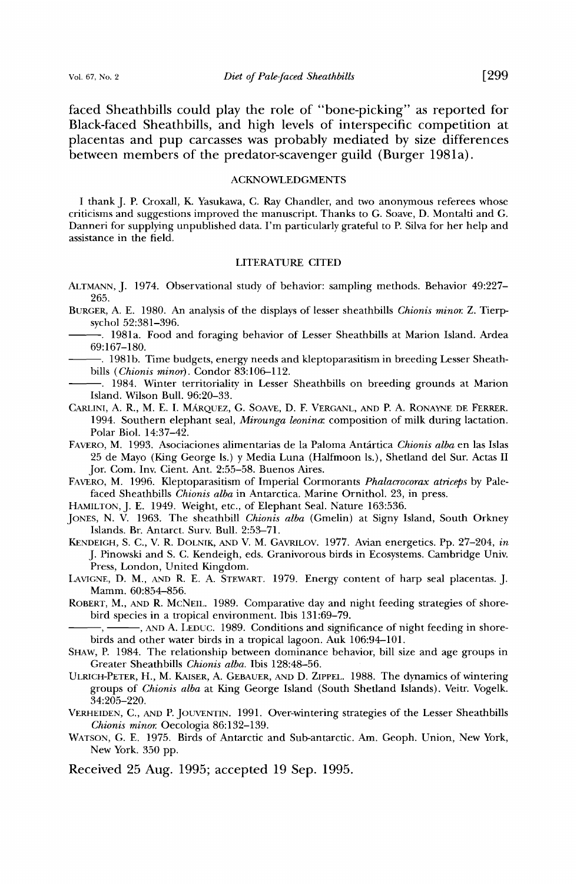faced Sheathbills could play the role of "bone-picking" as reported for Black-faced Sheathbills, and high levels of interspecific competition at placentas and pup carcasses was probably mediated by size differences between members of the predator-scavenger guild (Burger 1981a).

## ACKNOWLEDGMENTS

I thank J. P. Croxall, K. Yasukawa, C. Ray Chandler, and two anonymous referees whose criticisms and suggestions improved the manuscript. Thanks to G. Soave, D. Montalti and G. Danneri for supplying unpublished data. I'm particularly grateful to P. Silva for her help and assistance in the field.

## LITERATURE CITED

ALTMANN, J. 1974. Observational study of behavior: sampling methods. Behavior 49:227–265.

BURGER, A. E. 1980. An analysis of the displays of lesser sheathbills *Chionis minor.* Z. Tierpsychol 52:381–396.

———. 1981a. Food and foraging behavior of Lesser Sheathbills at Marion Island. Ardea 69:167–180.

———. 1981b. Time budgets, energy needs and kleptoparasitism in breeding Lesser Sheathbills (*Chionis minor*). Condor 83:106–112.

———. 1984. Winter territoriality in Lesser Sheathbills on breeding grounds at Marion Island. Wilson Bull. 96:20–33.

CARLINI, A. R., M. E. I. MÁRQUEZ, G. SOAVE, D. F. VERGANL, AND P. A. RONAYNE DE FERRER. 1994. Southern elephant seal, *Mirounga leonina*: composition of milk during lactation. Polar Biol. 14:37–42.

FAVERO, M. 1993. Asociaciones alimentarias de la Paloma Antártica *Chionis alba* en las Islas 25 de Mayo (King George Is.) y Media Luna (Halfmoon Is.), Shetland del Sur. Actas II Jor. Com. Inv. Cient. Ant. 2:55–58. Buenos Aires.

FAVERO, M. 1996. Kleptoparasitism of Imperial Cormorants *Phalacrocorax atriceps* by Pale-faced Sheathbills *Chionis alba* in Antarctica. Marine Ornithol. 23, in press.

HAMILTON, J. E. 1949. Weight, etc., of Elephant Seal. Nature 163:536.

JONES, N. V. 1963. The sheathbill *Chionis alba* (Gmelin) at Signy Island, South Orkney Islands. Br. Antarct. Surv. Bull. 2:53–71.

KENDEIGH, S. C., V. R. DOLNIK, AND V. M. GAVRILOV. 1977. Avian energetics. Pp. 27–204, *in* J. Pinowski and S. C. Kendeigh, eds. Granivorous birds in Ecosystems. Cambridge Univ. Press, London, United Kingdom.

LAVIGNE, D. M., AND R. E. A. STEWART. 1979. Energy content of harp seal placentas. J. Mamm. 60:854–856.

ROBERT, M., AND R. MCNEIL. 1989. Comparative day and night feeding strategies of shorebird species in a tropical environment. Ibis 131:69–79.

———, ———, AND A. LEDUC. 1989. Conditions and significance of night feeding in shorebirds and other water birds in a tropical lagoon. Auk 106:94–101.

SHAW, P. 1984. The relationship between dominance behavior, bill size and age groups in Greater Sheathbills *Chionis alba.* Ibis 128:48–56.

ULRICH-PETER, H., M. KAISER, A. GEBAUER, AND D. ZIPPEL. 1988. The dynamics of wintering groups of *Chionis alba* at King George Island (South Shetland Islands). Veitr. Vogelk. 34:205–220.

VERHEIDEN, C., AND P. JOUVENTIN. 1991. Over-wintering strategies of the Lesser Sheathbills *Chionis minor.* Oecologia 86:132–139.

WATSON, G. E. 1975. Birds of Antarctic and Sub-antarctic. Am. Geoph. Union, New York, New York. 350 pp.

Received 25 Aug. 1995; accepted 19 Sep. 1995.